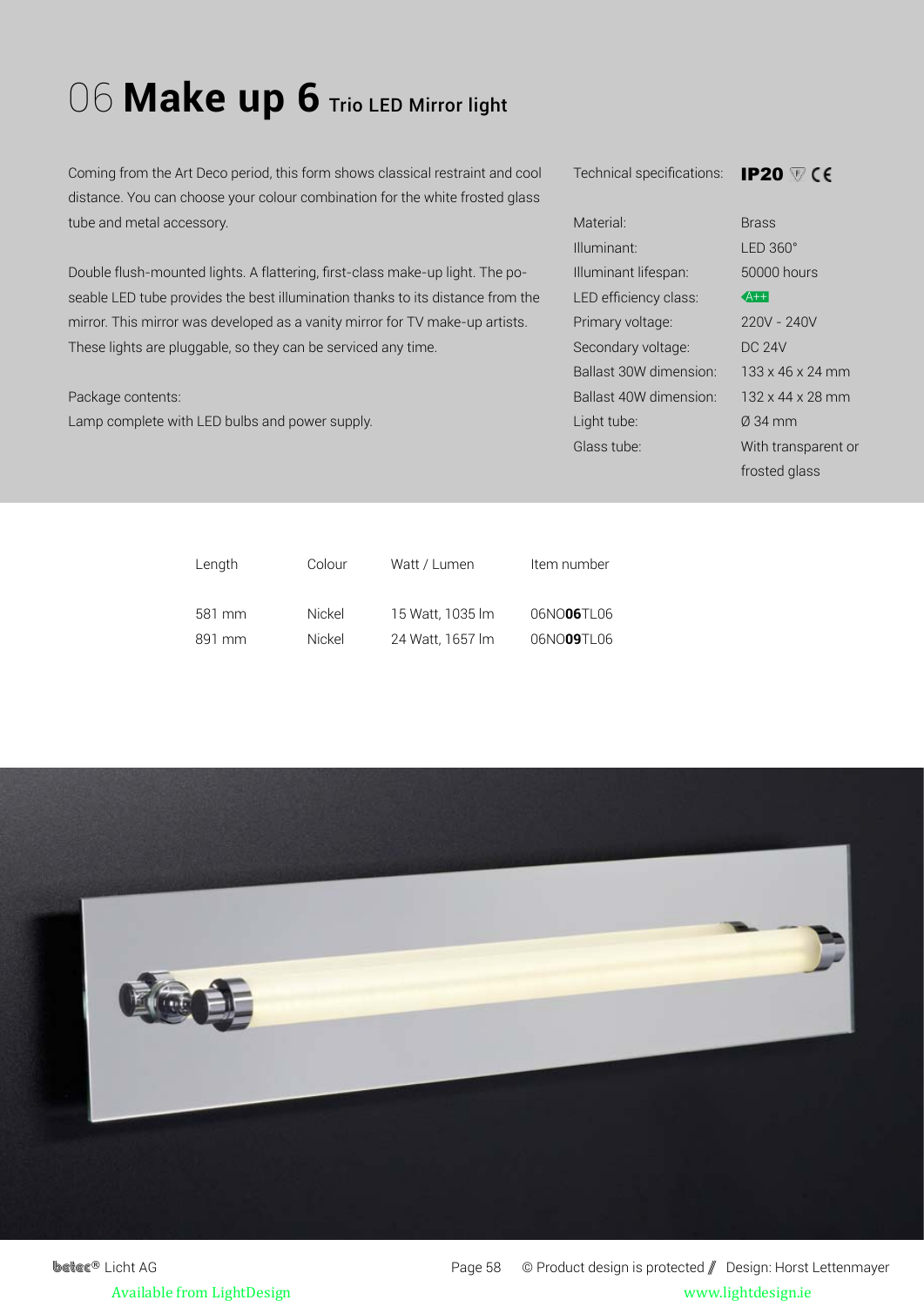# 06 **Make up 6** Trio LED Mirror light

Coming from the Art Deco period, this form shows classical restraint and cool distance. You can choose your colour combination for the white frosted glass tube and metal accessory.

Double flush-mounted lights. A flattering, first-class make-up light. The poseable LED tube provides the best illumination thanks to its distance from the mirror. This mirror was developed as a vanity mirror for TV make-up artists. These lights are pluggable, so they can be serviced any time.

Package contents:
Lamp complete with LED bulbs and power supply.

| Technical specifications: | **IP20** CE |
|---|---|
| Material: | Brass |
| Illuminant: | LED 360° |
| Illuminant lifespan: | 50000 hours |
| LED efficiency class: | A++ |
| Primary voltage: | 220V - 240V |
| Secondary voltage: | DC 24V |
| Ballast 30W dimension: | 133 x 46 x 24 mm |
| Ballast 40W dimension: | 132 x 44 x 28 mm |
| Light tube: | Ø 34 mm |
| Glass tube: | With transparent or frosted glass |

| Length | Colour | Watt / Lumen | Item number |
|---|---|---|---|
| 581 mm | Nickel | 15 Watt, 1035 lm | 06NO**06**TL06 |
| 891 mm | Nickel | 24 Watt, 1657 lm | 06NO**09**TL06 |

belec® Licht AG

© Product design is protected // Design: Horst Lettenmayer

Available from LightDesign www.lightdesign.ie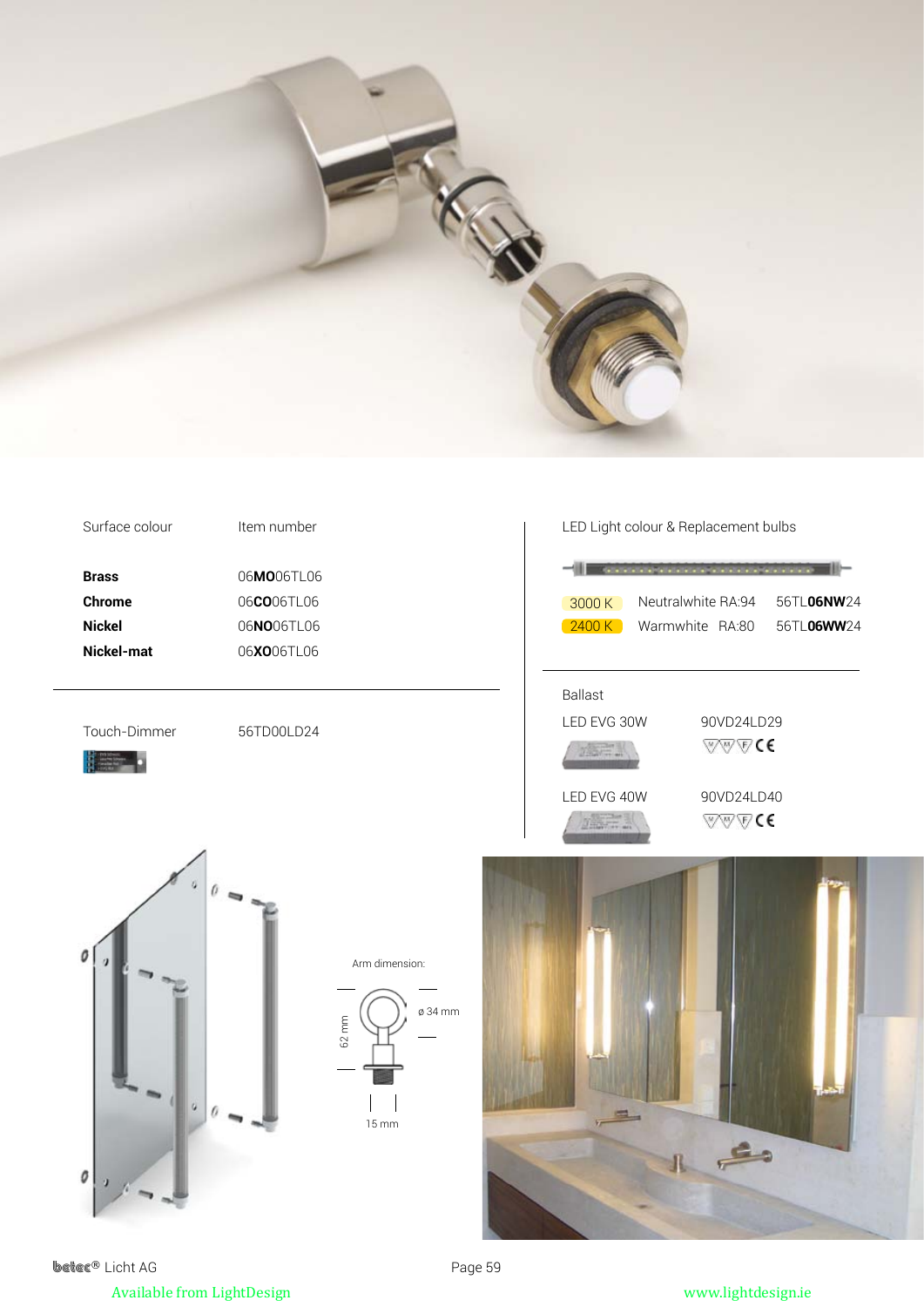| Surface colour | Item number |
|---|---|
| **Brass** | 06**MO**06TL06 |
| **Chrome** | 06**CO**06TL06 |
| **Nickel** | 06**NO**06TL06 |
| **Nickel-mat** | 06**XO**06TL06 |

| Touch-Dimmer | 56TD00LD24 |
|---|---|

LED Light colour & Replacement bulbs

| | | |
|---|---|---|
| 3000 K | Neutralwhite RA:94 | 56TL**06NW**24 |
| 2400 K | Warmwhite RA:80 | 56TL**06WW**24 |

Ballast

| | |
|---|---|
| LED EVG 30W | 90VD24LD29 |
| LED EVG 40W | 90VD24LD40 |

Arm dimension:

ø 34 mm

62 mm

15 mm

**belec®** Licht AG

Available from LightDesign

www.lightdesign.ie